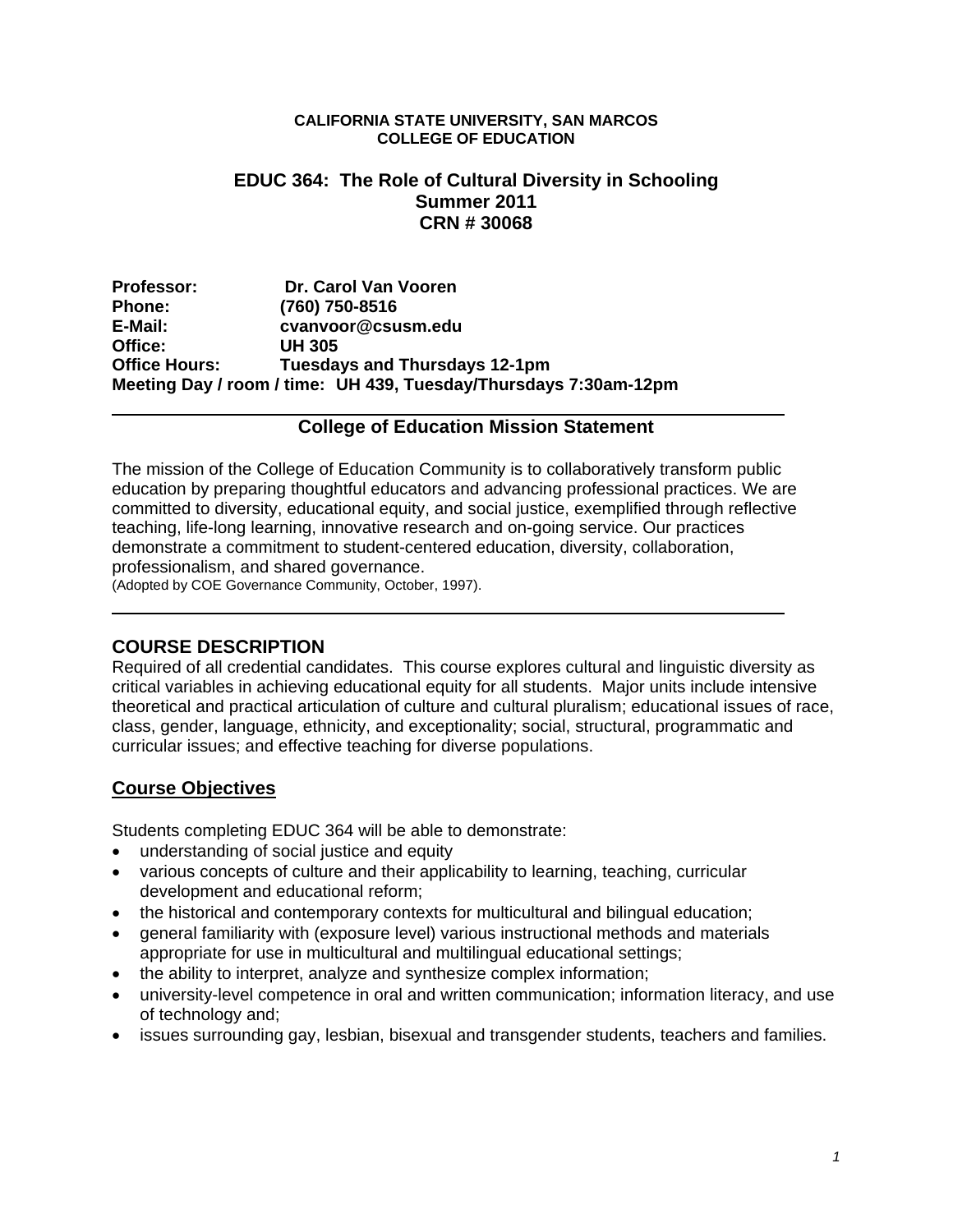**CALIFORNIA STATE UNIVERSITY, SAN MARCOS**
**COLLEGE OF EDUCATION**

# EDUC 364: The Role of Cultural Diversity in Schooling
## Summer 2011
## CRN # 30068

**Professor:** Dr. Carol Van Vooren
**Phone:** (760) 750-8516
**E-Mail:** cvanvoor@csusm.edu
**Office:** UH 305
**Office Hours:** Tuesdays and Thursdays 12-1pm
**Meeting Day / room / time: UH 439, Tuesday/Thursdays 7:30am-12pm**

---

### College of Education Mission Statement

The mission of the College of Education Community is to collaboratively transform public education by preparing thoughtful educators and advancing professional practices. We are committed to diversity, educational equity, and social justice, exemplified through reflective teaching, life-long learning, innovative research and on-going service. Our practices demonstrate a commitment to student-centered education, diversity, collaboration, professionalism, and shared governance.
(Adopted by COE Governance Community, October, 1997).

---

## COURSE DESCRIPTION

Required of all credential candidates. This course explores cultural and linguistic diversity as critical variables in achieving educational equity for all students. Major units include intensive theoretical and practical articulation of culture and cultural pluralism; educational issues of race, class, gender, language, ethnicity, and exceptionality; social, structural, programmatic and curricular issues; and effective teaching for diverse populations.

## Course Objectives

Students completing EDUC 364 will be able to demonstrate:

- understanding of social justice and equity
- various concepts of culture and their applicability to learning, teaching, curricular development and educational reform;
- the historical and contemporary contexts for multicultural and bilingual education;
- general familiarity with (exposure level) various instructional methods and materials appropriate for use in multicultural and multilingual educational settings;
- the ability to interpret, analyze and synthesize complex information;
- university-level competence in oral and written communication; information literacy, and use of technology and;
- issues surrounding gay, lesbian, bisexual and transgender students, teachers and families.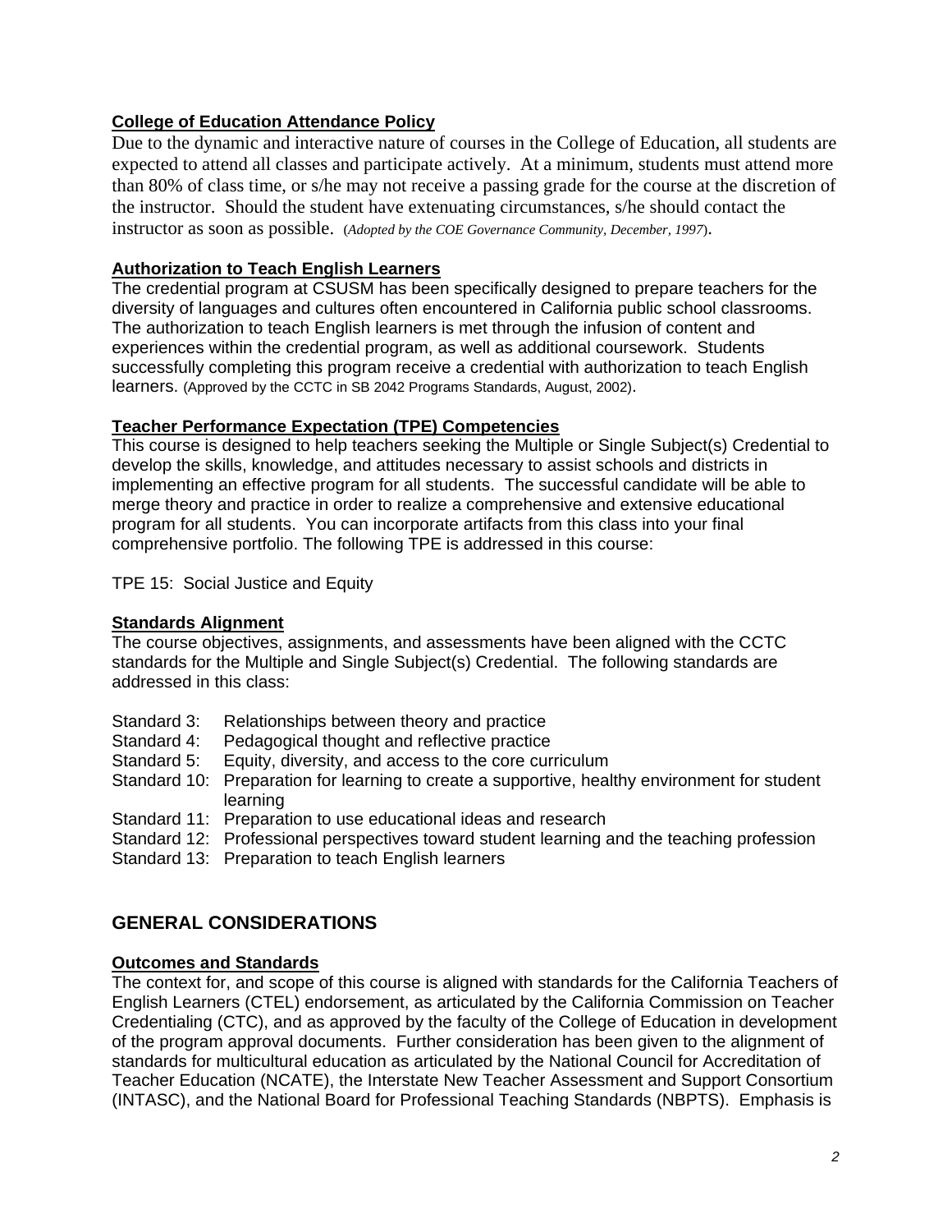**College of Education Attendance Policy**

Due to the dynamic and interactive nature of courses in the College of Education, all students are expected to attend all classes and participate actively. At a minimum, students must attend more than 80% of class time, or s/he may not receive a passing grade for the course at the discretion of the instructor. Should the student have extenuating circumstances, s/he should contact the instructor as soon as possible. (*Adopted by the COE Governance Community, December, 1997*).

**Authorization to Teach English Learners**

The credential program at CSUSM has been specifically designed to prepare teachers for the diversity of languages and cultures often encountered in California public school classrooms. The authorization to teach English learners is met through the infusion of content and experiences within the credential program, as well as additional coursework. Students successfully completing this program receive a credential with authorization to teach English learners. (Approved by the CCTC in SB 2042 Programs Standards, August, 2002).

**Teacher Performance Expectation (TPE) Competencies**

This course is designed to help teachers seeking the Multiple or Single Subject(s) Credential to develop the skills, knowledge, and attitudes necessary to assist schools and districts in implementing an effective program for all students. The successful candidate will be able to merge theory and practice in order to realize a comprehensive and extensive educational program for all students. You can incorporate artifacts from this class into your final comprehensive portfolio. The following TPE is addressed in this course:

TPE 15: Social Justice and Equity

**Standards Alignment**

The course objectives, assignments, and assessments have been aligned with the CCTC standards for the Multiple and Single Subject(s) Credential. The following standards are addressed in this class:

- Standard 3: Relationships between theory and practice
- Standard 4: Pedagogical thought and reflective practice
- Standard 5: Equity, diversity, and access to the core curriculum
- Standard 10: Preparation for learning to create a supportive, healthy environment for student learning
- Standard 11: Preparation to use educational ideas and research
- Standard 12: Professional perspectives toward student learning and the teaching profession
- Standard 13: Preparation to teach English learners

## GENERAL CONSIDERATIONS

**Outcomes and Standards**

The context for, and scope of this course is aligned with standards for the California Teachers of English Learners (CTEL) endorsement, as articulated by the California Commission on Teacher Credentialing (CTC), and as approved by the faculty of the College of Education in development of the program approval documents. Further consideration has been given to the alignment of standards for multicultural education as articulated by the National Council for Accreditation of Teacher Education (NCATE), the Interstate New Teacher Assessment and Support Consortium (INTASC), and the National Board for Professional Teaching Standards (NBPTS). Emphasis is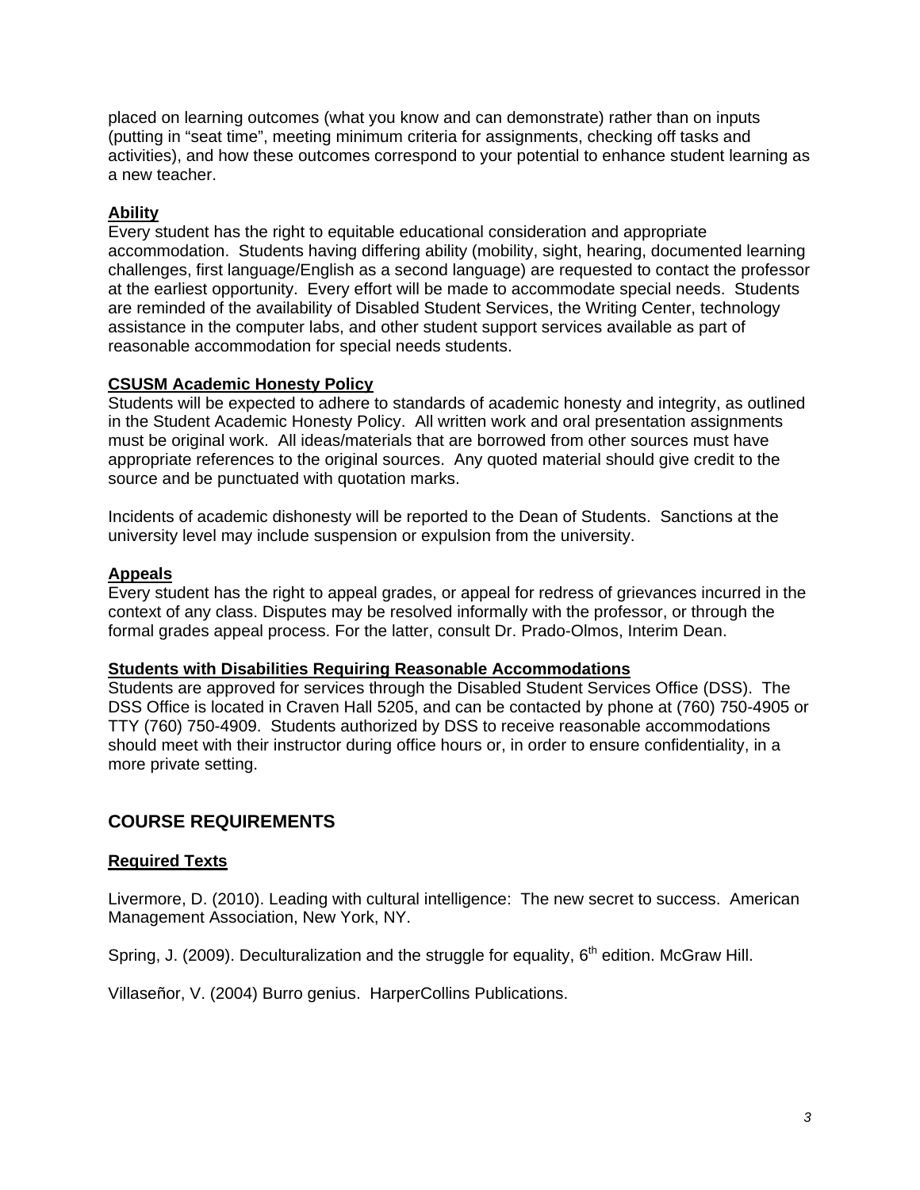placed on learning outcomes (what you know and can demonstrate) rather than on inputs (putting in "seat time", meeting minimum criteria for assignments, checking off tasks and activities), and how these outcomes correspond to your potential to enhance student learning as a new teacher.

### Ability

Every student has the right to equitable educational consideration and appropriate accommodation. Students having differing ability (mobility, sight, hearing, documented learning challenges, first language/English as a second language) are requested to contact the professor at the earliest opportunity. Every effort will be made to accommodate special needs. Students are reminded of the availability of Disabled Student Services, the Writing Center, technology assistance in the computer labs, and other student support services available as part of reasonable accommodation for special needs students.

### CSUSM Academic Honesty Policy

Students will be expected to adhere to standards of academic honesty and integrity, as outlined in the Student Academic Honesty Policy. All written work and oral presentation assignments must be original work. All ideas/materials that are borrowed from other sources must have appropriate references to the original sources. Any quoted material should give credit to the source and be punctuated with quotation marks.

Incidents of academic dishonesty will be reported to the Dean of Students. Sanctions at the university level may include suspension or expulsion from the university.

### Appeals

Every student has the right to appeal grades, or appeal for redress of grievances incurred in the context of any class. Disputes may be resolved informally with the professor, or through the formal grades appeal process. For the latter, consult Dr. Prado-Olmos, Interim Dean.

### Students with Disabilities Requiring Reasonable Accommodations

Students are approved for services through the Disabled Student Services Office (DSS). The DSS Office is located in Craven Hall 5205, and can be contacted by phone at (760) 750-4905 or TTY (760) 750-4909. Students authorized by DSS to receive reasonable accommodations should meet with their instructor during office hours or, in order to ensure confidentiality, in a more private setting.

## COURSE REQUIREMENTS

### Required Texts

Livermore, D. (2010). Leading with cultural intelligence: The new secret to success. American Management Association, New York, NY.

Spring, J. (2009). Deculturalization and the struggle for equality, 6th edition. McGraw Hill.

Villaseñor, V. (2004) Burro genius. HarperCollins Publications.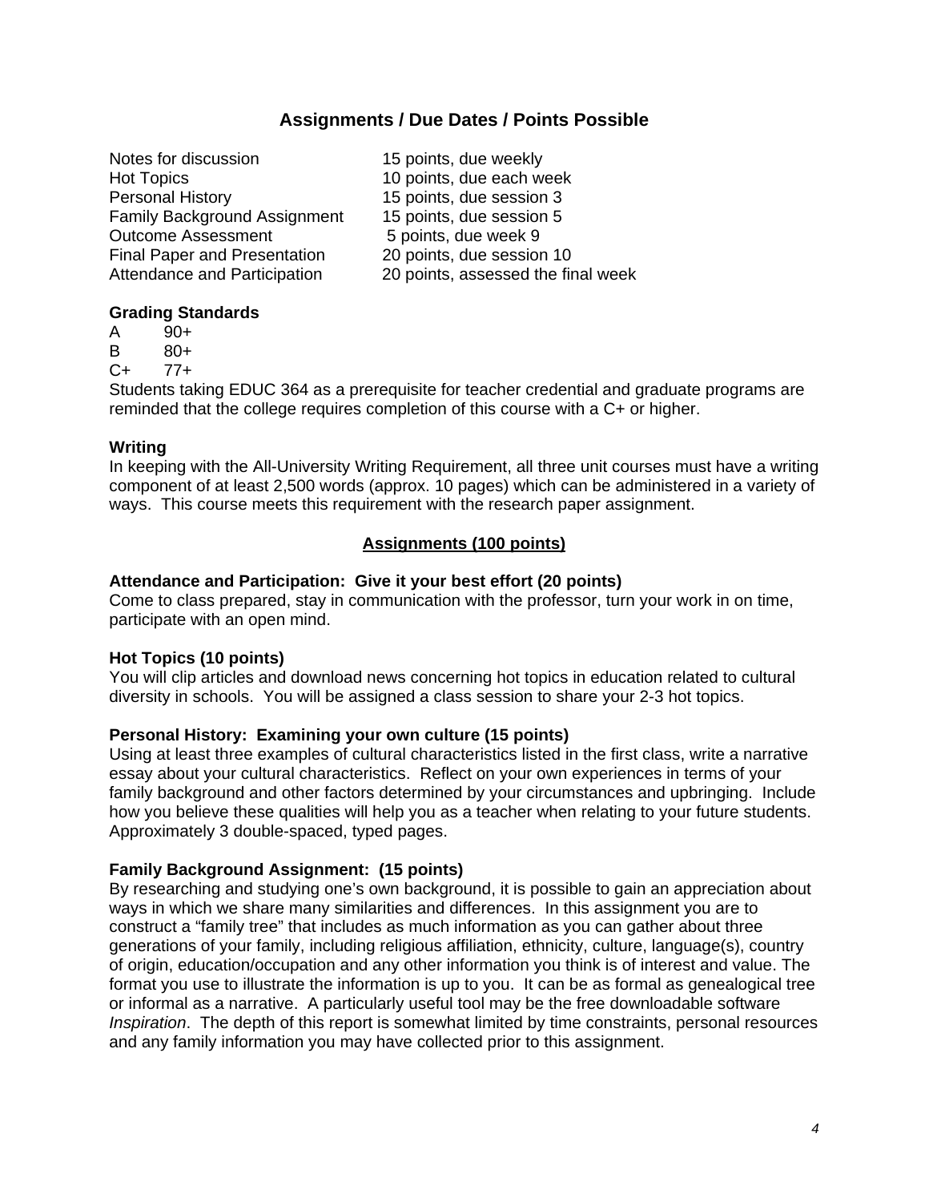## Assignments / Due Dates / Points Possible

| | |
|---|---|
| Notes for discussion | 15 points, due weekly |
| Hot Topics | 10 points, due each week |
| Personal History | 15 points, due session 3 |
| Family Background Assignment | 15 points, due session 5 |
| Outcome Assessment | 5 points, due week 9 |
| Final Paper and Presentation | 20 points, due session 10 |
| Attendance and Participation | 20 points, assessed the final week |

**Grading Standards**

A 90+
B 80+
C+ 77+

Students taking EDUC 364 as a prerequisite for teacher credential and graduate programs are reminded that the college requires completion of this course with a C+ or higher.

**Writing**

In keeping with the All-University Writing Requirement, all three unit courses must have a writing component of at least 2,500 words (approx. 10 pages) which can be administered in a variety of ways. This course meets this requirement with the research paper assignment.

## Assignments (100 points)

**Attendance and Participation: Give it your best effort (20 points)**

Come to class prepared, stay in communication with the professor, turn your work in on time, participate with an open mind.

**Hot Topics (10 points)**

You will clip articles and download news concerning hot topics in education related to cultural diversity in schools. You will be assigned a class session to share your 2-3 hot topics.

**Personal History: Examining your own culture (15 points)**

Using at least three examples of cultural characteristics listed in the first class, write a narrative essay about your cultural characteristics. Reflect on your own experiences in terms of your family background and other factors determined by your circumstances and upbringing. Include how you believe these qualities will help you as a teacher when relating to your future students. Approximately 3 double-spaced, typed pages.

**Family Background Assignment: (15 points)**

By researching and studying one's own background, it is possible to gain an appreciation about ways in which we share many similarities and differences. In this assignment you are to construct a "family tree" that includes as much information as you can gather about three generations of your family, including religious affiliation, ethnicity, culture, language(s), country of origin, education/occupation and any other information you think is of interest and value. The format you use to illustrate the information is up to you. It can be as formal as genealogical tree or informal as a narrative. A particularly useful tool may be the free downloadable software *Inspiration*. The depth of this report is somewhat limited by time constraints, personal resources and any family information you may have collected prior to this assignment.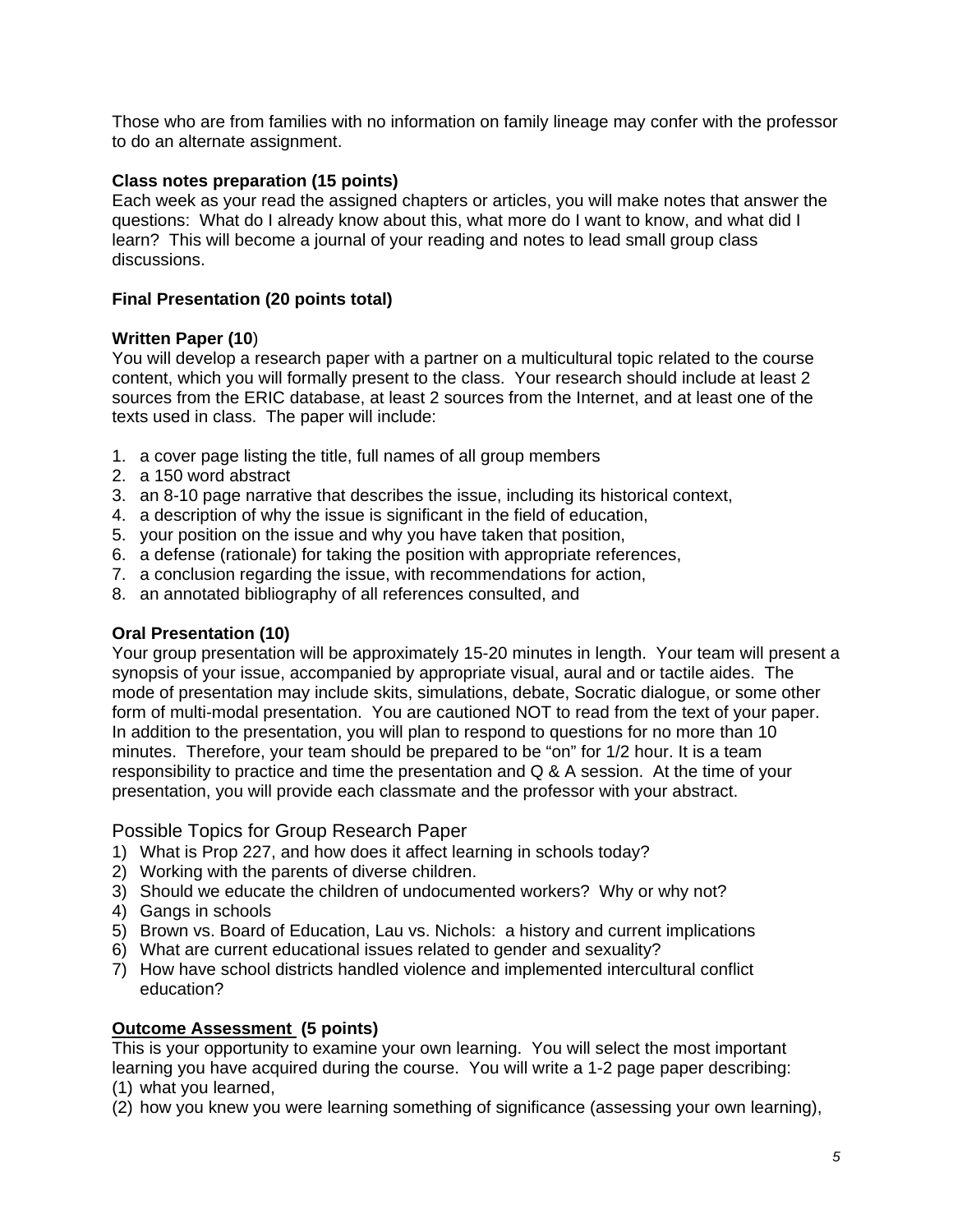Those who are from families with no information on family lineage may confer with the professor to do an alternate assignment.

**Class notes preparation (15 points)**
Each week as your read the assigned chapters or articles, you will make notes that answer the questions: What do I already know about this, what more do I want to know, and what did I learn? This will become a journal of your reading and notes to lead small group class discussions.

**Final Presentation (20 points total)**

**Written Paper (10**)
You will develop a research paper with a partner on a multicultural topic related to the course content, which you will formally present to the class. Your research should include at least 2 sources from the ERIC database, at least 2 sources from the Internet, and at least one of the texts used in class. The paper will include:

1. a cover page listing the title, full names of all group members
2. a 150 word abstract
3. an 8-10 page narrative that describes the issue, including its historical context,
4. a description of why the issue is significant in the field of education,
5. your position on the issue and why you have taken that position,
6. a defense (rationale) for taking the position with appropriate references,
7. a conclusion regarding the issue, with recommendations for action,
8. an annotated bibliography of all references consulted, and

**Oral Presentation (10)**
Your group presentation will be approximately 15-20 minutes in length. Your team will present a synopsis of your issue, accompanied by appropriate visual, aural and or tactile aides. The mode of presentation may include skits, simulations, debate, Socratic dialogue, or some other form of multi-modal presentation. You are cautioned NOT to read from the text of your paper. In addition to the presentation, you will plan to respond to questions for no more than 10 minutes. Therefore, your team should be prepared to be "on" for 1/2 hour. It is a team responsibility to practice and time the presentation and Q & A session. At the time of your presentation, you will provide each classmate and the professor with your abstract.

Possible Topics for Group Research Paper

1) What is Prop 227, and how does it affect learning in schools today?
2) Working with the parents of diverse children.
3) Should we educate the children of undocumented workers? Why or why not?
4) Gangs in schools
5) Brown vs. Board of Education, Lau vs. Nichols: a history and current implications
6) What are current educational issues related to gender and sexuality?
7) How have school districts handled violence and implemented intercultural conflict education?

**Outcome Assessment (5 points)**
This is your opportunity to examine your own learning. You will select the most important learning you have acquired during the course. You will write a 1-2 page paper describing:

(1) what you learned,
(2) how you knew you were learning something of significance (assessing your own learning),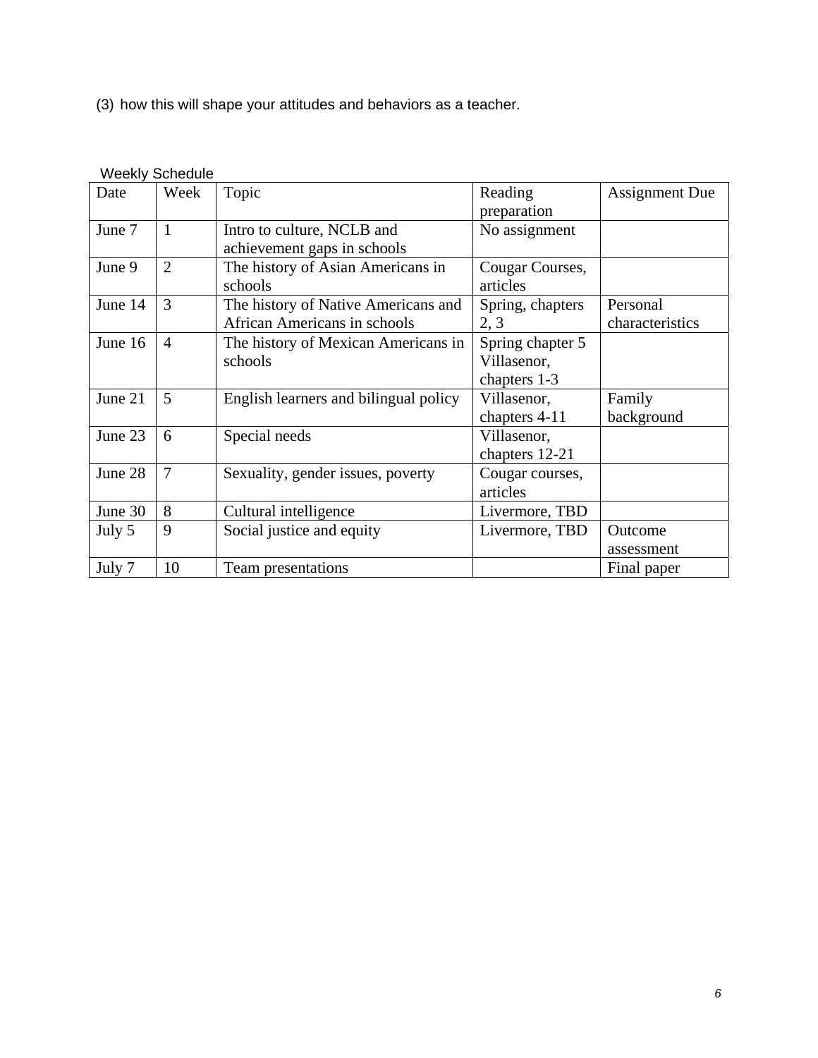(3) how this will shape your attitudes and behaviors as a teacher.

Weekly Schedule

| Date | Week | Topic | Reading preparation | Assignment Due |
|---|---|---|---|---|
| June 7 | 1 | Intro to culture, NCLB and achievement gaps in schools | No assignment | |
| June 9 | 2 | The history of Asian Americans in schools | Cougar Courses, articles | |
| June 14 | 3 | The history of Native Americans and African Americans in schools | Spring, chapters 2, 3 | Personal characteristics |
| June 16 | 4 | The history of Mexican Americans in schools | Spring chapter 5 Villasenor, chapters 1-3 | |
| June 21 | 5 | English learners and bilingual policy | Villasenor, chapters 4-11 | Family background |
| June 23 | 6 | Special needs | Villasenor, chapters 12-21 | |
| June 28 | 7 | Sexuality, gender issues, poverty | Cougar courses, articles | |
| June 30 | 8 | Cultural intelligence | Livermore, TBD | |
| July 5 | 9 | Social justice and equity | Livermore, TBD | Outcome assessment |
| July 7 | 10 | Team presentations | | Final paper |